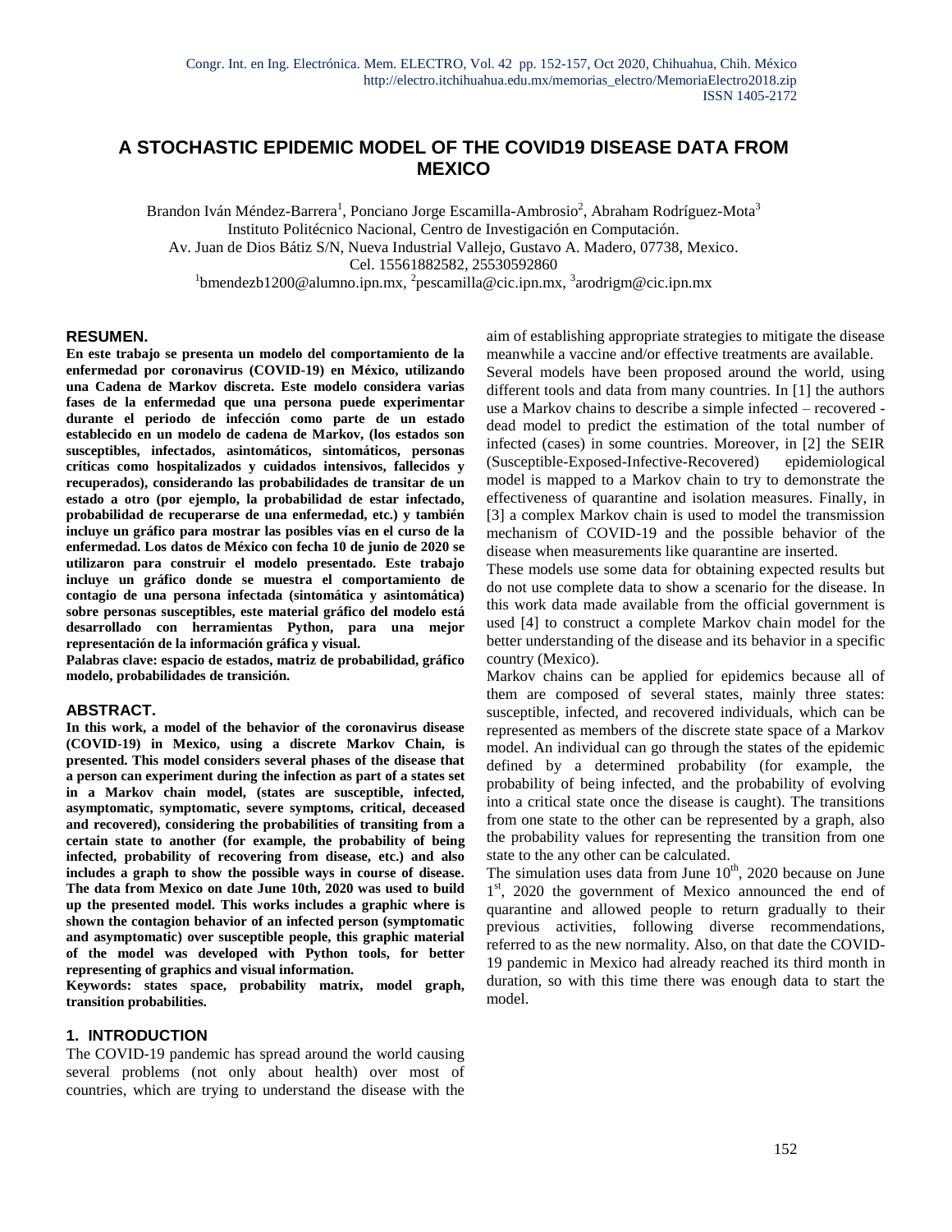# A STOCHASTIC EPIDEMIC MODEL OF THE COVID19 DISEASE DATA FROM MEXICO

Brandon Iván Méndez-Barrera[1], Ponciano Jorge Escamilla-Ambrosio[2], Abraham Rodríguez-Mota[3]
Instituto Politécnico Nacional, Centro de Investigación en Computación.
Av. Juan de Dios Bátiz S/N, Nueva Industrial Vallejo, Gustavo A. Madero, 07738, Mexico.
Cel. 15561882582, 25530592860
[1]bmendezb1200@alumno.ipn.mx, [2]pescamilla@cic.ipn.mx, [3]arodrigm@cic.ipn.mx

## RESUMEN.

**En este trabajo se presenta un modelo del comportamiento de la enfermedad por coronavirus (COVID-19) en México, utilizando una Cadena de Markov discreta. Este modelo considera varias fases de la enfermedad que una persona puede experimentar durante el periodo de infección como parte de un estado establecido en un modelo de cadena de Markov, (los estados son susceptibles, infectados, asintomáticos, sintomáticos, personas críticas como hospitalizados y cuidados intensivos, fallecidos y recuperados), considerando las probabilidades de transitar de un estado a otro (por ejemplo, la probabilidad de estar infectado, probabilidad de recuperarse de una enfermedad, etc.) y también incluye un gráfico para mostrar las posibles vías en el curso de la enfermedad. Los datos de México con fecha 10 de junio de 2020 se utilizaron para construir el modelo presentado. Este trabajo incluye un gráfico donde se muestra el comportamiento de contagio de una persona infectada (sintomática y asintomática) sobre personas susceptibles, este material gráfico del modelo está desarrollado con herramientas Python, para una mejor representación de la información gráfica y visual.**

**Palabras clave: espacio de estados, matriz de probabilidad, gráfico modelo, probabilidades de transición.**

## ABSTRACT.

**In this work, a model of the behavior of the coronavirus disease (COVID-19) in Mexico, using a discrete Markov Chain, is presented. This model considers several phases of the disease that a person can experiment during the infection as part of a states set in a Markov chain model, (states are susceptible, infected, asymptomatic, symptomatic, severe symptoms, critical, deceased and recovered), considering the probabilities of transiting from a certain state to another (for example, the probability of being infected, probability of recovering from disease, etc.) and also includes a graph to show the possible ways in course of disease. The data from Mexico on date June 10th, 2020 was used to build up the presented model. This works includes a graphic where is shown the contagion behavior of an infected person (symptomatic and asymptomatic) over susceptible people, this graphic material of the model was developed with Python tools, for better representing of graphics and visual information.**

**Keywords: states space, probability matrix, model graph, transition probabilities.**

## 1. INTRODUCTION

The COVID-19 pandemic has spread around the world causing several problems (not only about health) over most of countries, which are trying to understand the disease with the aim of establishing appropriate strategies to mitigate the disease meanwhile a vaccine and/or effective treatments are available.

Several models have been proposed around the world, using different tools and data from many countries. In [1] the authors use a Markov chains to describe a simple infected – recovered - dead model to predict the estimation of the total number of infected (cases) in some countries. Moreover, in [2] the SEIR (Susceptible-Exposed-Infective-Recovered) epidemiological model is mapped to a Markov chain to try to demonstrate the effectiveness of quarantine and isolation measures. Finally, in [3] a complex Markov chain is used to model the transmission mechanism of COVID-19 and the possible behavior of the disease when measurements like quarantine are inserted.

These models use some data for obtaining expected results but do not use complete data to show a scenario for the disease. In this work data made available from the official government is used [4] to construct a complete Markov chain model for the better understanding of the disease and its behavior in a specific country (Mexico).

Markov chains can be applied for epidemics because all of them are composed of several states, mainly three states: susceptible, infected, and recovered individuals, which can be represented as members of the discrete state space of a Markov model. An individual can go through the states of the epidemic defined by a determined probability (for example, the probability of being infected, and the probability of evolving into a critical state once the disease is caught). The transitions from one state to the other can be represented by a graph, also the probability values for representing the transition from one state to the any other can be calculated.

The simulation uses data from June 10th, 2020 because on June 1st, 2020 the government of Mexico announced the end of quarantine and allowed people to return gradually to their previous activities, following diverse recommendations, referred to as the new normality. Also, on that date the COVID-19 pandemic in Mexico had already reached its third month in duration, so with this time there was enough data to start the model.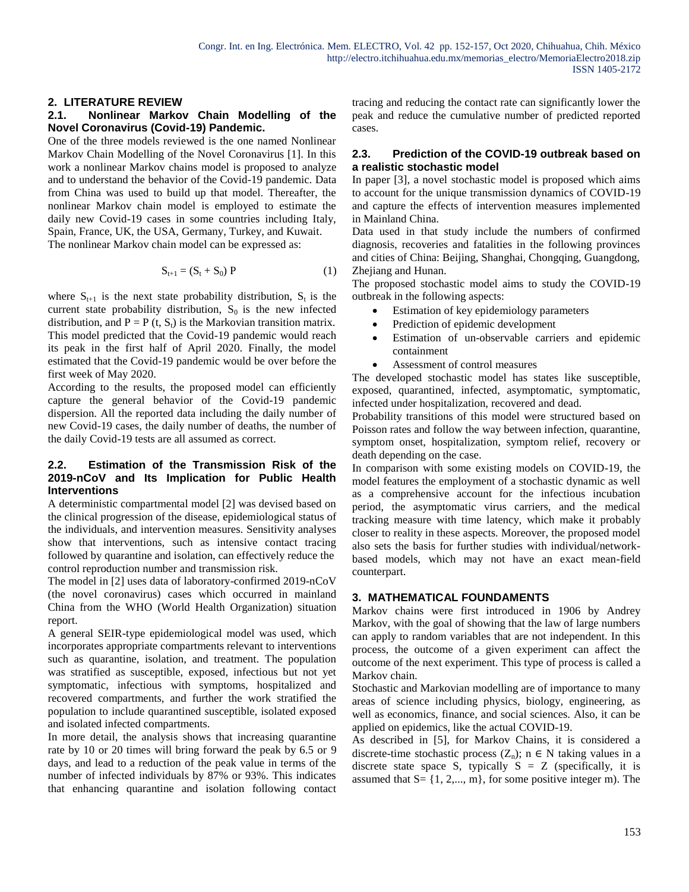## 2. LITERATURE REVIEW

### 2.1. Nonlinear Markov Chain Modelling of the Novel Coronavirus (Covid-19) Pandemic.

One of the three models reviewed is the one named Nonlinear Markov Chain Modelling of the Novel Coronavirus [1]. In this work a nonlinear Markov chains model is proposed to analyze and to understand the behavior of the Covid-19 pandemic. Data from China was used to build up that model. Thereafter, the nonlinear Markov chain model is employed to estimate the daily new Covid-19 cases in some countries including Italy, Spain, France, UK, the USA, Germany, Turkey, and Kuwait.

The nonlinear Markov chain model can be expressed as:

$$S_{t+1} = (S_t + S_0)\, P \tag{1}$$

where $S_{t+1}$ is the next state probability distribution, $S_t$ is the current state probability distribution, $S_0$ is the new infected distribution, and $P = P(t, S_t)$ is the Markovian transition matrix. This model predicted that the Covid-19 pandemic would reach its peak in the first half of April 2020. Finally, the model estimated that the Covid-19 pandemic would be over before the first week of May 2020.

According to the results, the proposed model can efficiently capture the general behavior of the Covid-19 pandemic dispersion. All the reported data including the daily number of new Covid-19 cases, the daily number of deaths, the number of the daily Covid-19 tests are all assumed as correct.

### 2.2. Estimation of the Transmission Risk of the 2019-nCoV and Its Implication for Public Health Interventions

A deterministic compartmental model [2] was devised based on the clinical progression of the disease, epidemiological status of the individuals, and intervention measures. Sensitivity analyses show that interventions, such as intensive contact tracing followed by quarantine and isolation, can effectively reduce the control reproduction number and transmission risk.

The model in [2] uses data of laboratory-confirmed 2019-nCoV (the novel coronavirus) cases which occurred in mainland China from the WHO (World Health Organization) situation report.

A general SEIR-type epidemiological model was used, which incorporates appropriate compartments relevant to interventions such as quarantine, isolation, and treatment. The population was stratified as susceptible, exposed, infectious but not yet symptomatic, infectious with symptoms, hospitalized and recovered compartments, and further the work stratified the population to include quarantined susceptible, isolated exposed and isolated infected compartments.

In more detail, the analysis shows that increasing quarantine rate by 10 or 20 times will bring forward the peak by 6.5 or 9 days, and lead to a reduction of the peak value in terms of the number of infected individuals by 87% or 93%. This indicates that enhancing quarantine and isolation following contact tracing and reducing the contact rate can significantly lower the peak and reduce the cumulative number of predicted reported cases.

### 2.3. Prediction of the COVID-19 outbreak based on a realistic stochastic model

In paper [3], a novel stochastic model is proposed which aims to account for the unique transmission dynamics of COVID-19 and capture the effects of intervention measures implemented in Mainland China.

Data used in that study include the numbers of confirmed diagnosis, recoveries and fatalities in the following provinces and cities of China: Beijing, Shanghai, Chongqing, Guangdong, Zhejiang and Hunan.

The proposed stochastic model aims to study the COVID-19 outbreak in the following aspects:

- Estimation of key epidemiology parameters
- Prediction of epidemic development
- Estimation of un-observable carriers and epidemic containment
- Assessment of control measures

The developed stochastic model has states like susceptible, exposed, quarantined, infected, asymptomatic, symptomatic, infected under hospitalization, recovered and dead.

Probability transitions of this model were structured based on Poisson rates and follow the way between infection, quarantine, symptom onset, hospitalization, symptom relief, recovery or death depending on the case.

In comparison with some existing models on COVID-19, the model features the employment of a stochastic dynamic as well as a comprehensive account for the infectious incubation period, the asymptomatic virus carriers, and the medical tracking measure with time latency, which make it probably closer to reality in these aspects. Moreover, the proposed model also sets the basis for further studies with individual/network-based models, which may not have an exact mean-field counterpart.

## 3. MATHEMATICAL FOUNDAMENTS

Markov chains were first introduced in 1906 by Andrey Markov, with the goal of showing that the law of large numbers can apply to random variables that are not independent. In this process, the outcome of a given experiment can affect the outcome of the next experiment. This type of process is called a Markov chain.

Stochastic and Markovian modelling are of importance to many areas of science including physics, biology, engineering, as well as economics, finance, and social sciences. Also, it can be applied on epidemics, like the actual COVID-19.

As described in [5], for Markov Chains, it is considered a discrete-time stochastic process $(Z_n)$; $n \in \mathbb{N}$ taking values in a discrete state space S, typically $S = \mathbb{Z}$ (specifically, it is assumed that $S = \{1, 2, ..., m\}$, for some positive integer m). The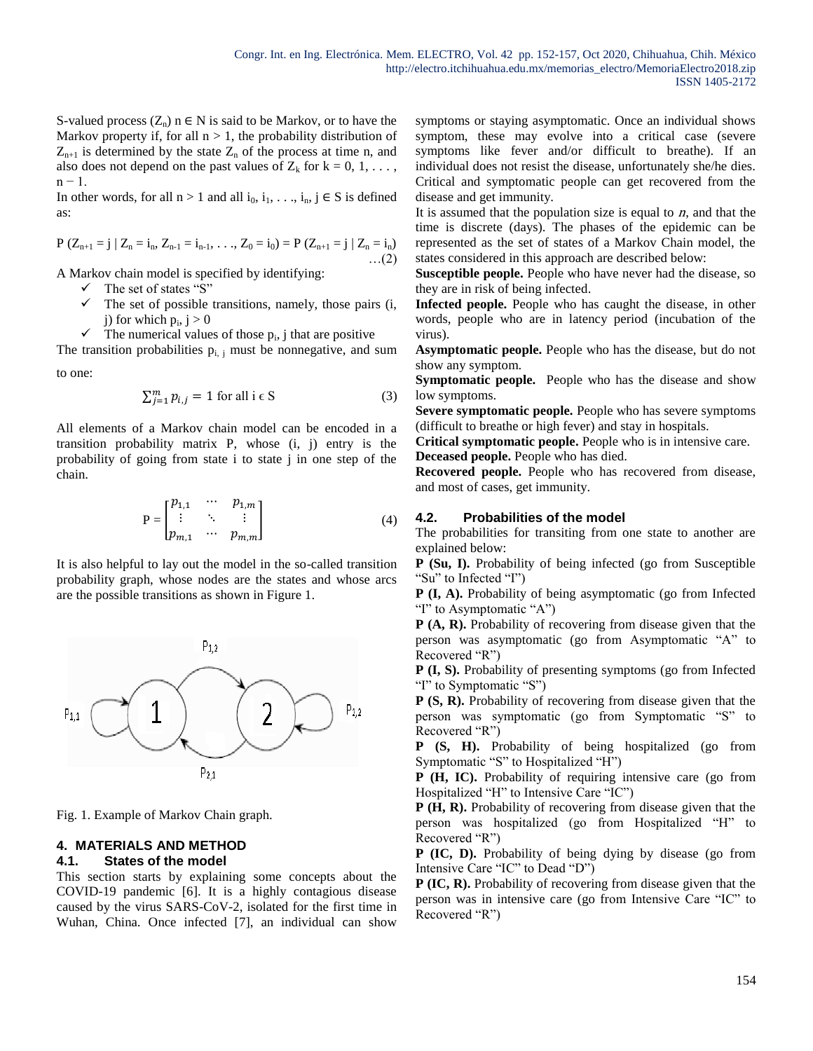S-valued process $(Z_n)$ n ∈ N is said to be Markov, or to have the Markov property if, for all n > 1, the probability distribution of $Z_{n+1}$ is determined by the state $Z_n$ of the process at time n, and also does not depend on the past values of $Z_k$ for k = 0, 1, . . . , n − 1.

In other words, for all n > 1 and all $i_0, i_1, \ldots, i_n, j \in S$ is defined as:

$$P(Z_{n+1} = j \mid Z_n = i_n, Z_{n-1} = i_{n-1}, \ldots, Z_0 = i_0) = P(Z_{n+1} = j \mid Z_n = i_n) \quad \ldots(2)$$

A Markov chain model is specified by identifying:

- ✓ The set of states "S"
- ✓ The set of possible transitions, namely, those pairs (i, j) for which $p_{i,j} > 0$
- ✓ The numerical values of those $p_{i,j}$ that are positive

The transition probabilities $p_{i,j}$ must be nonnegative, and sum to one:

$$\sum_{j=1}^{m} p_{i,j} = 1 \text{ for all i } \epsilon \text{ S} \quad (3)$$

All elements of a Markov chain model can be encoded in a transition probability matrix P, whose (i, j) entry is the probability of going from state i to state j in one step of the chain.

$$P = \begin{bmatrix} p_{1,1} & \cdots & p_{1,m} \\ \vdots & \ddots & \vdots \\ p_{m,1} & \cdots & p_{m,m} \end{bmatrix} \quad (4)$$

It is also helpful to lay out the model in the so-called transition probability graph, whose nodes are the states and whose arcs are the possible transitions as shown in Figure 1.

Fig. 1. Example of Markov Chain graph.

## 4. MATERIALS AND METHOD

### 4.1. States of the model

This section starts by explaining some concepts about the COVID-19 pandemic [6]. It is a highly contagious disease caused by the virus SARS-CoV-2, isolated for the first time in Wuhan, China. Once infected [7], an individual can show symptoms or staying asymptomatic. Once an individual shows symptom, these may evolve into a critical case (severe symptoms like fever and/or difficult to breathe). If an individual does not resist the disease, unfortunately she/he dies. Critical and symptomatic people can get recovered from the disease and get immunity.

It is assumed that the population size is equal to $n$, and that the time is discrete (days). The phases of the epidemic can be represented as the set of states of a Markov Chain model, the states considered in this approach are described below:

**Susceptible people.** People who have never had the disease, so they are in risk of being infected.

**Infected people.** People who has caught the disease, in other words, people who are in latency period (incubation of the virus).

**Asymptomatic people.** People who has the disease, but do not show any symptom.

**Symptomatic people.** People who has the disease and show low symptoms.

**Severe symptomatic people.** People who has severe symptoms (difficult to breathe or high fever) and stay in hospitals.

**Critical symptomatic people.** People who is in intensive care.

**Deceased people.** People who has died.

**Recovered people.** People who has recovered from disease, and most of cases, get immunity.

### 4.2. Probabilities of the model

The probabilities for transiting from one state to another are explained below:

**P (Su, I).** Probability of being infected (go from Susceptible "Su" to Infected "I")

**P (I, A).** Probability of being asymptomatic (go from Infected "I" to Asymptomatic "A")

**P (A, R).** Probability of recovering from disease given that the person was asymptomatic (go from Asymptomatic "A" to Recovered "R")

**P (I, S).** Probability of presenting symptoms (go from Infected "I" to Symptomatic "S")

**P (S, R).** Probability of recovering from disease given that the person was symptomatic (go from Symptomatic "S" to Recovered "R")

**P (S, H).** Probability of being hospitalized (go from Symptomatic "S" to Hospitalized "H")

**P (H, IC).** Probability of requiring intensive care (go from Hospitalized "H" to Intensive Care "IC")

**P (H, R).** Probability of recovering from disease given that the person was hospitalized (go from Hospitalized "H" to Recovered "R")

**P (IC, D).** Probability of being dying by disease (go from Intensive Care "IC" to Dead "D")

**P (IC, R).** Probability of recovering from disease given that the person was in intensive care (go from Intensive Care "IC" to Recovered "R")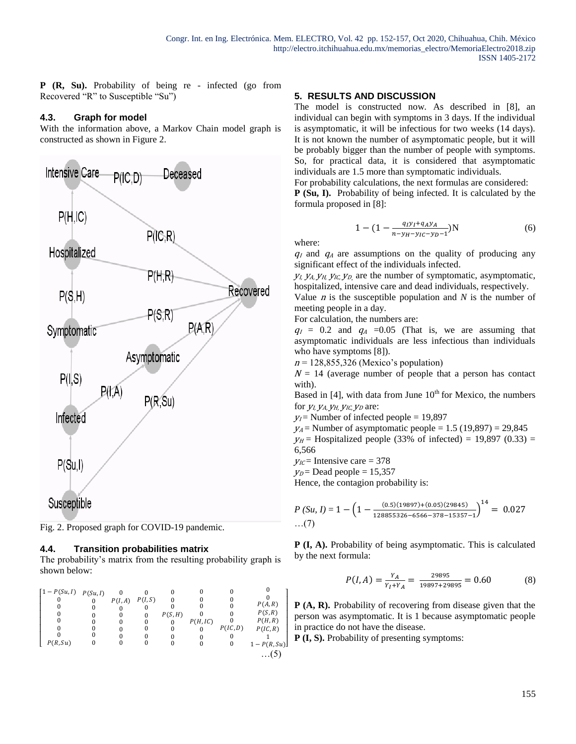**P (R, Su).** Probability of being re - infected (go from Recovered "R" to Susceptible "Su")

### 4.3. Graph for model

With the information above, a Markov Chain model graph is constructed as shown in Figure 2.

Fig. 2. Proposed graph for COVID-19 pandemic.

### 4.4. Transition probabilities matrix

The probability's matrix from the resulting probability graph is shown below:

$$\begin{bmatrix} 1-P(Su,I) & P(Su,I) & 0 & 0 & 0 & 0 & 0 & 0 \\ 0 & 0 & P(I,A) & P(I,S) & 0 & 0 & 0 & 0 \\ 0 & 0 & 0 & 0 & 0 & 0 & 0 & P(A,R) \\ 0 & 0 & 0 & 0 & P(S,H) & 0 & 0 & P(S,R) \\ 0 & 0 & 0 & 0 & 0 & P(H,IC) & 0 & P(H,R) \\ 0 & 0 & 0 & 0 & 0 & 0 & P(IC,D) & P(IC,R) \\ 0 & 0 & 0 & 0 & 0 & 0 & 0 & 1 \\ P(R,Su) & 0 & 0 & 0 & 0 & 0 & 0 & 1-P(R,Su) \end{bmatrix} \quad \ldots(5)$$

## 5. RESULTS AND DISCUSSION

The model is constructed now. As described in [8], an individual can begin with symptoms in 3 days. If the individual is asymptomatic, it will be infectious for two weeks (14 days). It is not known the number of asymptomatic people, but it will be probably bigger than the number of people with symptoms. So, for practical data, it is considered that asymptomatic individuals are 1.5 more than symptomatic individuals.

For probability calculations, the next formulas are considered:

**P (Su, I).** Probability of being infected. It is calculated by the formula proposed in [8]:

$$1 - \left(1 - \frac{q_I y_I + q_A y_A}{n - y_H - y_{IC} - y_D - 1}\right)N \qquad (6)$$

where:

$q_I$ and $q_A$ are assumptions on the quality of producing any significant effect of the individuals infected.

$y_I$, $y_A$, $y_H$, $y_{IC}$, $y_D$ are the number of symptomatic, asymptomatic, hospitalized, intensive care and dead individuals, respectively.

Value $n$ is the susceptible population and $N$ is the number of meeting people in a day.

For calculation, the numbers are:

$q_I$ = 0.2 and $q_A$ =0.05 (That is, we are assuming that asymptomatic individuals are less infectious than individuals who have symptoms [8]).

$n$ = 128,855,326 (Mexico's population)

$N$ = 14 (average number of people that a person has contact with).

Based in [4], with data from June 10[th] for Mexico, the numbers for $y_I$, $y_A$, $y_H$, $y_{IC}$, $y_D$ are:

$y_I$ = Number of infected people = 19,897

$y_A$ = Number of asymptomatic people = 1.5 (19,897) = 29,845

$y_H$ = Hospitalized people (33% of infected) = 19,897 (0.33) = 6,566

$y_{IC}$ = Intensive care = 378

$y_D$ = Dead people = 15,357

Hence, the contagion probability is:

$$P\,(Su,\,I) = 1 - \left(1 - \frac{(0.5)(19897)+(0.05)(29845)}{128855326-6566-378-15357-1}\right)^{14} = 0.027 \quad \ldots(7)$$

**P (I, A).** Probability of being asymptomatic. This is calculated by the next formula:

$$P(I,A) = \frac{Y_A}{Y_I + Y_A} = \frac{29895}{19897+29895} = 0.60 \qquad (8)$$

**P (A, R).** Probability of recovering from disease given that the person was asymptomatic. It is 1 because asymptomatic people in practice do not have the disease.

**P (I, S).** Probability of presenting symptoms: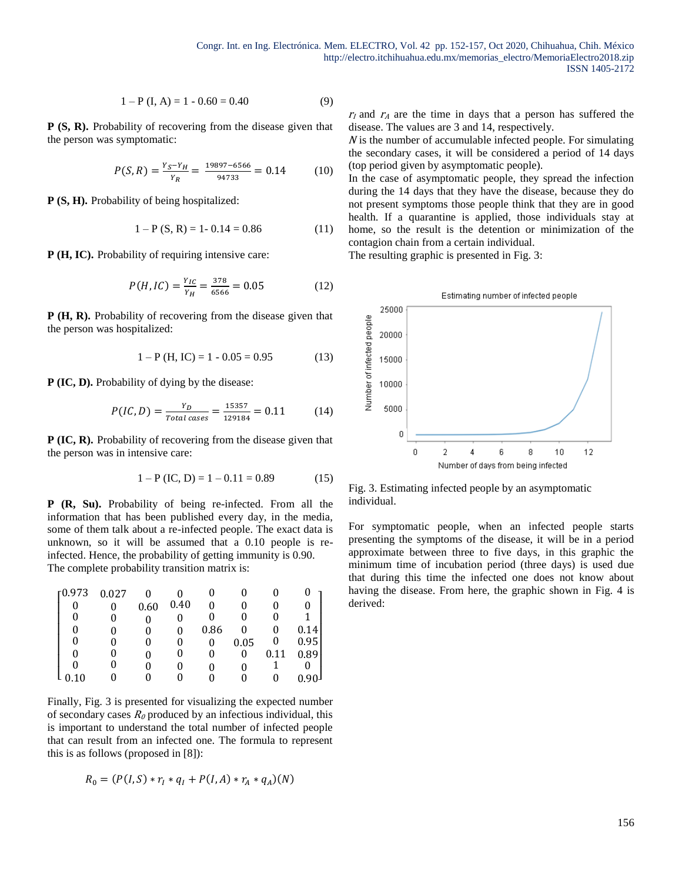$$1 - P(I, A) = 1 - 0.60 = 0.40 \quad (9)$$

**P (S, R).** Probability of recovering from the disease given that the person was symptomatic:

$$P(S,R) = \frac{Y_S - Y_H}{Y_R} = \frac{19897-6566}{94733} = 0.14 \quad (10)$$

**P (S, H).** Probability of being hospitalized:

$$1 - P(S, R) = 1 - 0.14 = 0.86 \quad (11)$$

**P (H, IC).** Probability of requiring intensive care:

$$P(H, IC) = \frac{Y_{IC}}{Y_H} = \frac{378}{6566} = 0.05 \quad (12)$$

**P (H, R).** Probability of recovering from the disease given that the person was hospitalized:

$$1 - P(H, IC) = 1 - 0.05 = 0.95 \quad (13)$$

**P (IC, D).** Probability of dying by the disease:

$$P(IC, D) = \frac{Y_D}{Total\ cases} = \frac{15357}{129184} = 0.11 \quad (14)$$

**P (IC, R).** Probability of recovering from the disease given that the person was in intensive care:

$$1 - P(IC, D) = 1 - 0.11 = 0.89 \quad (15)$$

**P (R, Su).** Probability of being re-infected. From all the information that has been published every day, in the media, some of them talk about a re-infected people. The exact data is unknown, so it will be assumed that a 0.10 people is re-infected. Hence, the probability of getting immunity is 0.90.
The complete probability transition matrix is:

$$\begin{bmatrix} 0.973 & 0.027 & 0 & 0 & 0 & 0 & 0 & 0 \\ 0 & 0 & 0.60 & 0.40 & 0 & 0 & 0 & 0 \\ 0 & 0 & 0 & 0 & 0 & 0 & 0 & 1 \\ 0 & 0 & 0 & 0 & 0.86 & 0 & 0 & 0.14 \\ 0 & 0 & 0 & 0 & 0 & 0.05 & 0 & 0.95 \\ 0 & 0 & 0 & 0 & 0 & 0 & 0.11 & 0.89 \\ 0 & 0 & 0 & 0 & 0 & 0 & 1 & 0 \\ 0.10 & 0 & 0 & 0 & 0 & 0 & 0 & 0.90 \end{bmatrix}$$

Finally, Fig. 3 is presented for visualizing the expected number of secondary cases $R_0$ produced by an infectious individual, this is important to understand the total number of infected people that can result from an infected one. The formula to represent this is as follows (proposed in [8]):

$$R_0 = (P(I,S) * r_I * q_I + P(I,A) * r_A * q_A)(N)$$

$r_I$ and $r_A$ are the time in days that a person has suffered the disease. The values are 3 and 14, respectively.
$N$ is the number of accumulable infected people. For simulating the secondary cases, it will be considered a period of 14 days (top period given by asymptomatic people).
In the case of asymptomatic people, they spread the infection during the 14 days that they have the disease, because they do not present symptoms those people think that they are in good health. If a quarantine is applied, those individuals stay at home, so the result is the detention or minimization of the contagion chain from a certain individual.
The resulting graphic is presented in Fig. 3:

Fig. 3. Estimating infected people by an asymptomatic individual.

For symptomatic people, when an infected people starts presenting the symptoms of the disease, it will be in a period approximate between three to five days, in this graphic the minimum time of incubation period (three days) is used due that during this time the infected one does not know about having the disease. From here, the graphic shown in Fig. 4 is derived: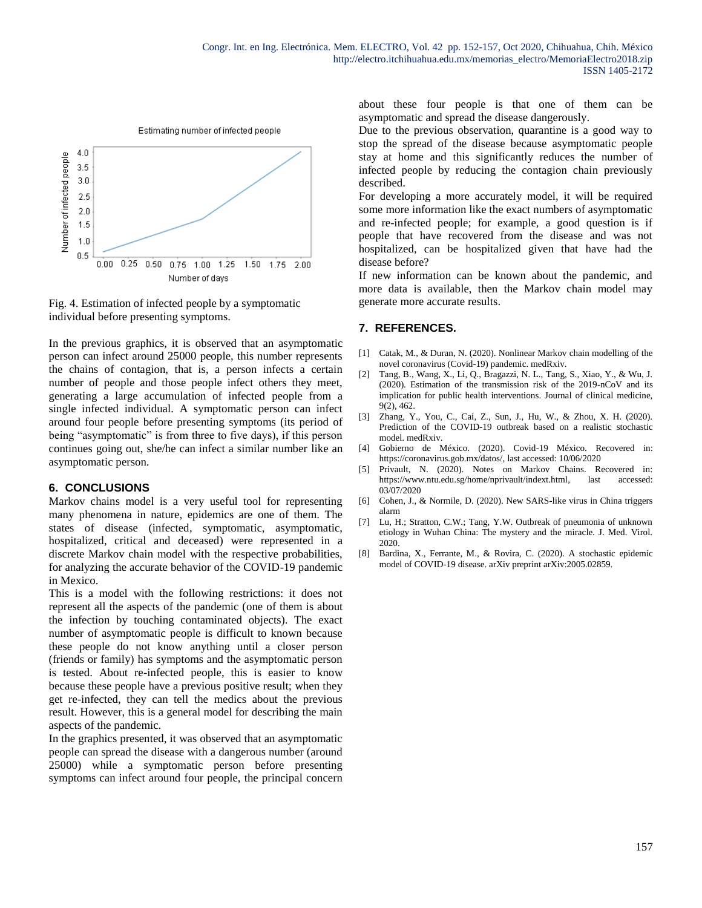Estimating number of infected people

Number of infected people

4.0
3.5
3.0
2.5
2.0
1.5
1.0
0.5

0.00 0.25 0.50 0.75 1.00 1.25 1.50 1.75 2.00

Number of days

Fig. 4. Estimation of infected people by a symptomatic individual before presenting symptoms.

In the previous graphics, it is observed that an asymptomatic person can infect around 25000 people, this number represents the chains of contagion, that is, a person infects a certain number of people and those people infect others they meet, generating a large accumulation of infected people from a single infected individual. A symptomatic person can infect around four people before presenting symptoms (its period of being "asymptomatic" is from three to five days), if this person continues going out, she/he can infect a similar number like an asymptomatic person.

## 6. CONCLUSIONS

Markov chains model is a very useful tool for representing many phenomena in nature, epidemics are one of them. The states of disease (infected, symptomatic, asymptomatic, hospitalized, critical and deceased) were represented in a discrete Markov chain model with the respective probabilities, for analyzing the accurate behavior of the COVID-19 pandemic in Mexico.

This is a model with the following restrictions: it does not represent all the aspects of the pandemic (one of them is about the infection by touching contaminated objects). The exact number of asymptomatic people is difficult to known because these people do not know anything until a closer person (friends or family) has symptoms and the asymptomatic person is tested. About re-infected people, this is easier to know because these people have a previous positive result; when they get re-infected, they can tell the medics about the previous result. However, this is a general model for describing the main aspects of the pandemic.

In the graphics presented, it was observed that an asymptomatic people can spread the disease with a dangerous number (around 25000) while a symptomatic person before presenting symptoms can infect around four people, the principal concern about these four people is that one of them can be asymptomatic and spread the disease dangerously.

Due to the previous observation, quarantine is a good way to stop the spread of the disease because asymptomatic people stay at home and this significantly reduces the number of infected people by reducing the contagion chain previously described.

For developing a more accurately model, it will be required some more information like the exact numbers of asymptomatic and re-infected people; for example, a good question is if people that have recovered from the disease and was not hospitalized, can be hospitalized given that have had the disease before?

If new information can be known about the pandemic, and more data is available, then the Markov chain model may generate more accurate results.

## 7. REFERENCES.

[1] Catak, M., & Duran, N. (2020). Nonlinear Markov chain modelling of the novel coronavirus (Covid-19) pandemic. medRxiv.

[2] Tang, B., Wang, X., Li, Q., Bragazzi, N. L., Tang, S., Xiao, Y., & Wu, J. (2020). Estimation of the transmission risk of the 2019-nCoV and its implication for public health interventions. Journal of clinical medicine, 9(2), 462.

[3] Zhang, Y., You, C., Cai, Z., Sun, J., Hu, W., & Zhou, X. H. (2020). Prediction of the COVID-19 outbreak based on a realistic stochastic model. medRxiv.

[4] Gobierno de México. (2020). Covid-19 México. Recovered in: https://coronavirus.gob.mx/datos/, last accessed: 10/06/2020

[5] Privault, N. (2020). Notes on Markov Chains. Recovered in: https://www.ntu.edu.sg/home/nprivault/indext.html, last accessed: 03/07/2020

[6] Cohen, J., & Normile, D. (2020). New SARS-like virus in China triggers alarm

[7] Lu, H.; Stratton, C.W.; Tang, Y.W. Outbreak of pneumonia of unknown etiology in Wuhan China: The mystery and the miracle. J. Med. Virol. 2020.

[8] Bardina, X., Ferrante, M., & Rovira, C. (2020). A stochastic epidemic model of COVID-19 disease. arXiv preprint arXiv:2005.02859.